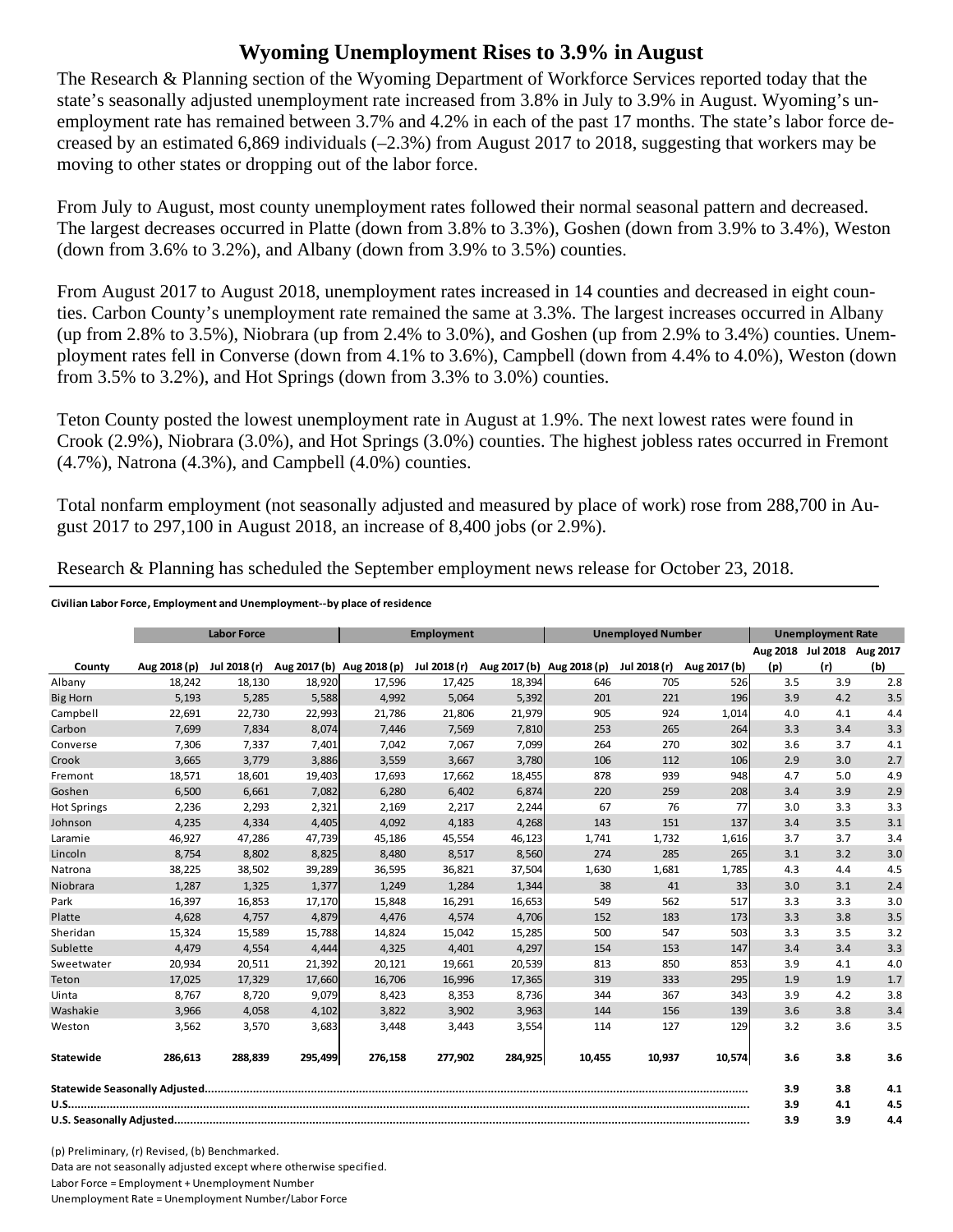# Wyoming Unemployment Rises to 3.9% in August

The Research & Planning section of the Wyoming Department of Workforce Services reported today that the state's seasonally adjusted unemployment rate increased from 3.8% in July to 3.9% in August. Wyoming's unemployment rate has remained between 3.7% and 4.2% in each of the past 17 months. The state's labor force decreased by an estimated 6,869 individuals (–2.3%) from August 2017 to 2018, suggesting that workers may be moving to other states or dropping out of the labor force.

From July to August, most county unemployment rates followed their normal seasonal pattern and decreased. The largest decreases occurred in Platte (down from 3.8% to 3.3%), Goshen (down from 3.9% to 3.4%), Weston (down from 3.6% to 3.2%), and Albany (down from 3.9% to 3.5%) counties.

From August 2017 to August 2018, unemployment rates increased in 14 counties and decreased in eight counties. Carbon County's unemployment rate remained the same at 3.3%. The largest increases occurred in Albany (up from 2.8% to 3.5%), Niobrara (up from 2.4% to 3.0%), and Goshen (up from 2.9% to 3.4%) counties. Unemployment rates fell in Converse (down from 4.1% to 3.6%), Campbell (down from 4.4% to 4.0%), Weston (down from 3.5% to 3.2%), and Hot Springs (down from 3.3% to 3.0%) counties.

Teton County posted the lowest unemployment rate in August at 1.9%. The next lowest rates were found in Crook (2.9%), Niobrara (3.0%), and Hot Springs (3.0%) counties. The highest jobless rates occurred in Fremont (4.7%), Natrona (4.3%), and Campbell (4.0%) counties.

Total nonfarm employment (not seasonally adjusted and measured by place of work) rose from 288,700 in August 2017 to 297,100 in August 2018, an increase of 8,400 jobs (or 2.9%).

Research & Planning has scheduled the September employment news release for October 23, 2018.

**Civilian Labor Force, Employment and Unemployment--by place of residence**

| | Labor Force | | | Employment | | | Unemployed Number | | | Unemployment Rate | | |
|---|---|---|---|---|---|---|---|---|---|---|---|---|
| County | Aug 2018 (p) | Jul 2018 (r) | Aug 2017 (b) | Aug 2018 (p) | Jul 2018 (r) | Aug 2017 (b) | Aug 2018 (p) | Jul 2018 (r) | Aug 2017 (b) | Aug 2018 (p) | Jul 2018 (r) | Aug 2017 (b) |
| Albany | 18,242 | 18,130 | 18,920 | 17,596 | 17,425 | 18,394 | 646 | 705 | 526 | 3.5 | 3.9 | 2.8 |
| Big Horn | 5,193 | 5,285 | 5,588 | 4,992 | 5,064 | 5,392 | 201 | 221 | 196 | 3.9 | 4.2 | 3.5 |
| Campbell | 22,691 | 22,730 | 22,993 | 21,786 | 21,806 | 21,979 | 905 | 924 | 1,014 | 4.0 | 4.1 | 4.4 |
| Carbon | 7,699 | 7,834 | 8,074 | 7,446 | 7,569 | 7,810 | 253 | 265 | 264 | 3.3 | 3.4 | 3.3 |
| Converse | 7,306 | 7,337 | 7,401 | 7,042 | 7,067 | 7,099 | 264 | 270 | 302 | 3.6 | 3.7 | 4.1 |
| Crook | 3,665 | 3,779 | 3,886 | 3,559 | 3,667 | 3,780 | 106 | 112 | 106 | 2.9 | 3.0 | 2.7 |
| Fremont | 18,571 | 18,601 | 19,403 | 17,693 | 17,662 | 18,455 | 878 | 939 | 948 | 4.7 | 5.0 | 4.9 |
| Goshen | 6,500 | 6,661 | 7,082 | 6,280 | 6,402 | 6,874 | 220 | 259 | 208 | 3.4 | 3.9 | 2.9 |
| Hot Springs | 2,236 | 2,293 | 2,321 | 2,169 | 2,217 | 2,244 | 67 | 76 | 77 | 3.0 | 3.3 | 3.3 |
| Johnson | 4,235 | 4,334 | 4,405 | 4,092 | 4,183 | 4,268 | 143 | 151 | 137 | 3.4 | 3.5 | 3.1 |
| Laramie | 46,927 | 47,286 | 47,739 | 45,186 | 45,554 | 46,123 | 1,741 | 1,732 | 1,616 | 3.7 | 3.7 | 3.4 |
| Lincoln | 8,754 | 8,802 | 8,825 | 8,480 | 8,517 | 8,560 | 274 | 285 | 265 | 3.1 | 3.2 | 3.0 |
| Natrona | 38,225 | 38,502 | 39,289 | 36,595 | 36,821 | 37,504 | 1,630 | 1,681 | 1,785 | 4.3 | 4.4 | 4.5 |
| Niobrara | 1,287 | 1,325 | 1,377 | 1,249 | 1,284 | 1,344 | 38 | 41 | 33 | 3.0 | 3.1 | 2.4 |
| Park | 16,397 | 16,853 | 17,170 | 15,848 | 16,291 | 16,653 | 549 | 562 | 517 | 3.3 | 3.3 | 3.0 |
| Platte | 4,628 | 4,757 | 4,879 | 4,476 | 4,574 | 4,706 | 152 | 183 | 173 | 3.3 | 3.8 | 3.5 |
| Sheridan | 15,324 | 15,589 | 15,788 | 14,824 | 15,042 | 15,285 | 500 | 547 | 503 | 3.3 | 3.5 | 3.2 |
| Sublette | 4,479 | 4,554 | 4,444 | 4,325 | 4,401 | 4,297 | 154 | 153 | 147 | 3.4 | 3.4 | 3.3 |
| Sweetwater | 20,934 | 20,511 | 21,392 | 20,121 | 19,661 | 20,539 | 813 | 850 | 853 | 3.9 | 4.1 | 4.0 |
| Teton | 17,025 | 17,329 | 17,660 | 16,706 | 16,996 | 17,365 | 319 | 333 | 295 | 1.9 | 1.9 | 1.7 |
| Uinta | 8,767 | 8,720 | 9,079 | 8,423 | 8,353 | 8,736 | 344 | 367 | 343 | 3.9 | 4.2 | 3.8 |
| Washakie | 3,966 | 4,058 | 4,102 | 3,822 | 3,902 | 3,963 | 144 | 156 | 139 | 3.6 | 3.8 | 3.4 |
| Weston | 3,562 | 3,570 | 3,683 | 3,448 | 3,443 | 3,554 | 114 | 127 | 129 | 3.2 | 3.6 | 3.5 |
| **Statewide** | **286,613** | **288,839** | **295,499** | **276,158** | **277,902** | **284,925** | **10,455** | **10,937** | **10,574** | **3.6** | **3.8** | **3.6** |
| **Statewide Seasonally Adjusted** | | | | | | | | | | **3.9** | **3.8** | **4.1** |
| **U.S.** | | | | | | | | | | **3.9** | **4.1** | **4.5** |
| **U.S. Seasonally Adjusted** | | | | | | | | | | **3.9** | **3.9** | **4.4** |

(p) Preliminary, (r) Revised, (b) Benchmarked.

Data are not seasonally adjusted except where otherwise specified.

Labor Force = Employment + Unemployment Number

Unemployment Rate = Unemployment Number/Labor Force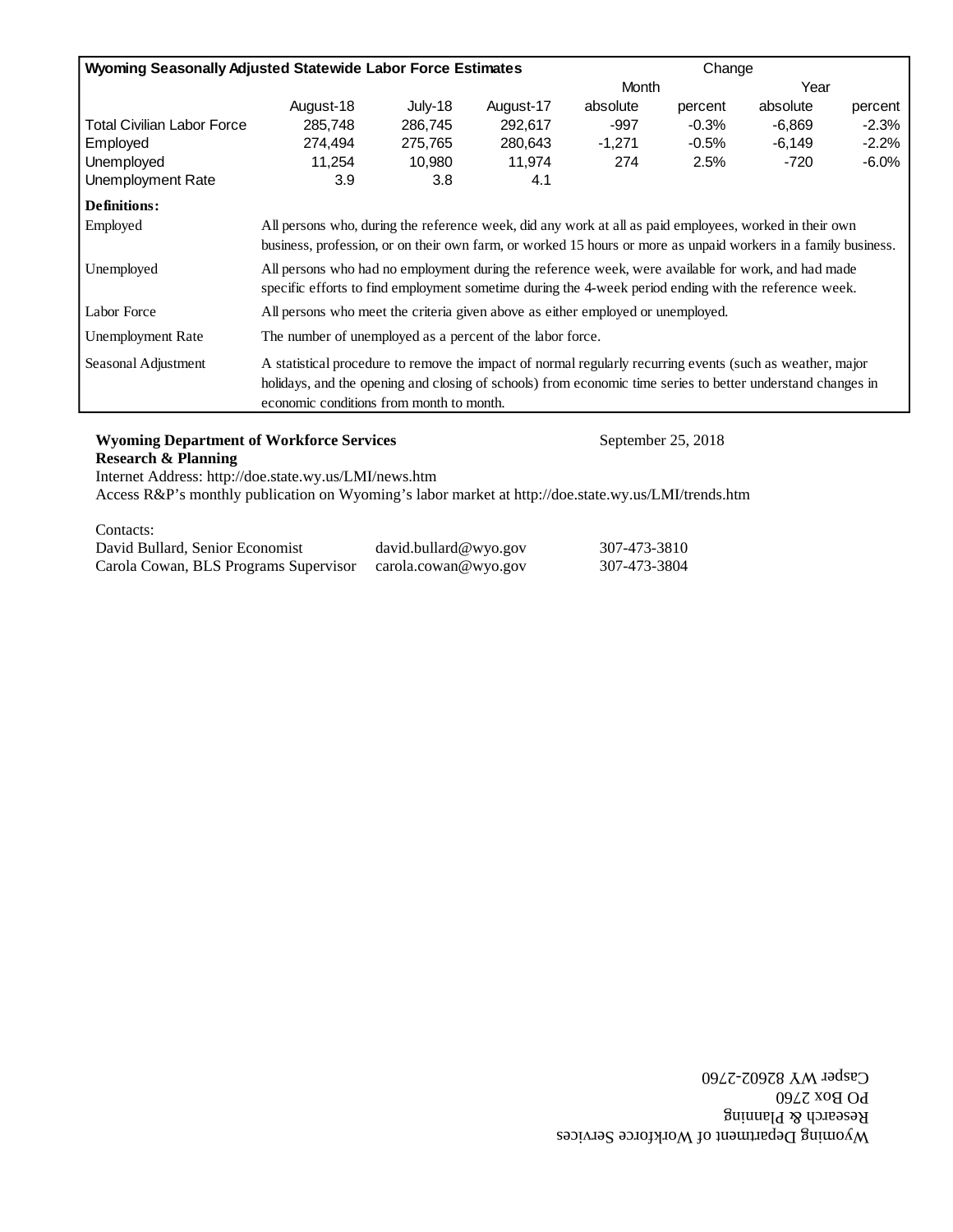| Wyoming Seasonally Adjusted Statewide Labor Force Estimates | | | | Change | | | |
|---|---|---|---|---|---|---|---|
| | | | | Month | | Year | |
| | August-18 | July-18 | August-17 | absolute | percent | absolute | percent |
| Total Civilian Labor Force | 285,748 | 286,745 | 292,617 | -997 | -0.3% | -6,869 | -2.3% |
| Employed | 274,494 | 275,765 | 280,643 | -1,271 | -0.5% | -6,149 | -2.2% |
| Unemployed | 11,254 | 10,980 | 11,974 | 274 | 2.5% | -720 | -6.0% |
| Unemployment Rate | 3.9 | 3.8 | 4.1 | | | | |

**Definitions:**

| | |
|---|---|
| Employed | All persons who, during the reference week, did any work at all as paid employees, worked in their own business, profession, or on their own farm, or worked 15 hours or more as unpaid workers in a family business. |
| Unemployed | All persons who had no employment during the reference week, were available for work, and had made specific efforts to find employment sometime during the 4-week period ending with the reference week. |
| Labor Force | All persons who meet the criteria given above as either employed or unemployed. |
| Unemployment Rate | The number of unemployed as a percent of the labor force. |
| Seasonal Adjustment | A statistical procedure to remove the impact of normal regularly recurring events (such as weather, major holidays, and the opening and closing of schools) from economic time series to better understand changes in economic conditions from month to month. |

**Wyoming Department of Workforce Services**
**Research & Planning**
Internet Address: http://doe.state.wy.us/LMI/news.htm
Access R&P's monthly publication on Wyoming's labor market at http://doe.state.wy.us/LMI/trends.htm

September 25, 2018

Contacts:

| | | |
|---|---|---|
| David Bullard, Senior Economist | david.bullard@wyo.gov | 307-473-3810 |
| Carola Cowan, BLS Programs Supervisor | carola.cowan@wyo.gov | 307-473-3804 |

Wyoming Department of Workforce Services
Research & Planning
PO Box 2760
Casper WY 82602-2760